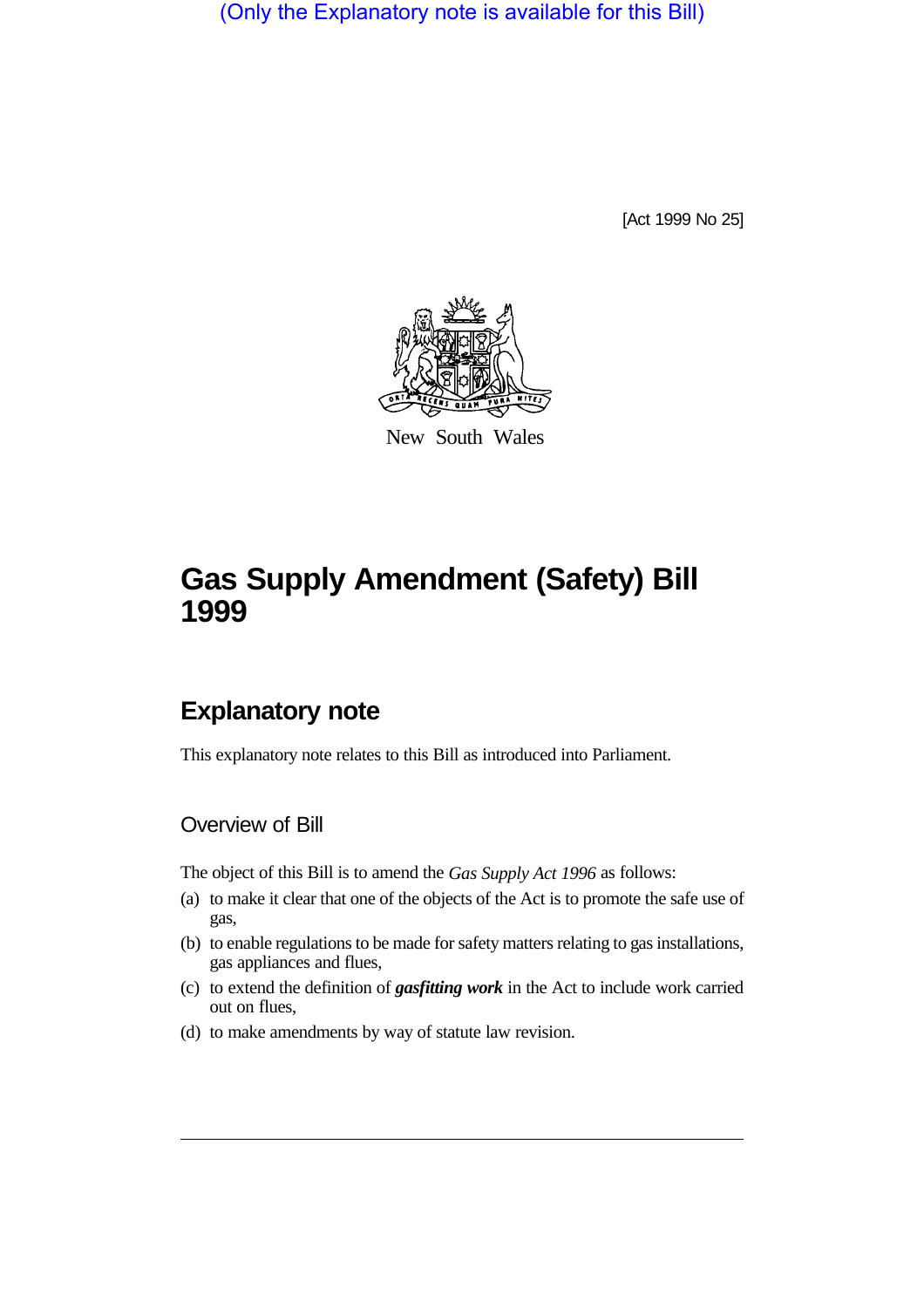(Only the Explanatory note is available for this Bill)

[Act 1999 No 25]

New South Wales

# Gas Supply Amendment (Safety) Bill 1999

## Explanatory note

This explanatory note relates to this Bill as introduced into Parliament.

### Overview of Bill

The object of this Bill is to amend the *Gas Supply Act 1996* as follows:

(a) to make it clear that one of the objects of the Act is to promote the safe use of gas,

(b) to enable regulations to be made for safety matters relating to gas installations, gas appliances and flues,

(c) to extend the definition of ***gasfitting work*** in the Act to include work carried out on flues,

(d) to make amendments by way of statute law revision.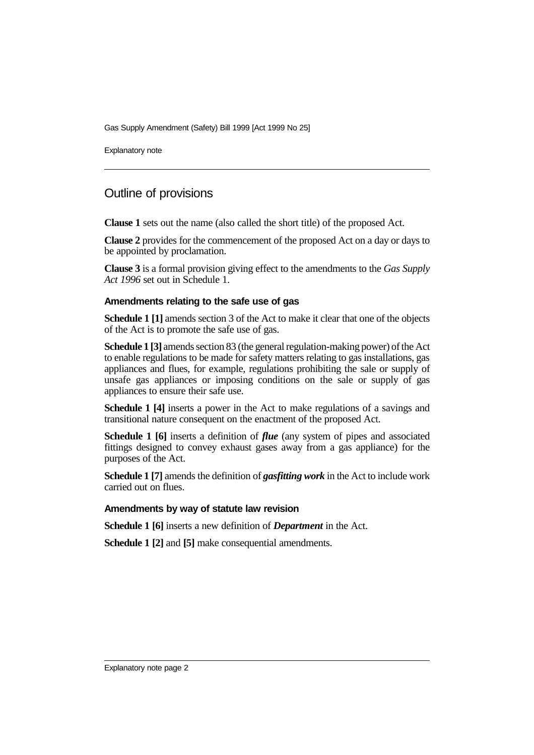## Outline of provisions

**Clause 1** sets out the name (also called the short title) of the proposed Act.

**Clause 2** provides for the commencement of the proposed Act on a day or days to be appointed by proclamation.

**Clause 3** is a formal provision giving effect to the amendments to the *Gas Supply Act 1996* set out in Schedule 1.

### Amendments relating to the safe use of gas

**Schedule 1 [1]** amends section 3 of the Act to make it clear that one of the objects of the Act is to promote the safe use of gas.

**Schedule 1 [3]** amends section 83 (the general regulation-making power) of the Act to enable regulations to be made for safety matters relating to gas installations, gas appliances and flues, for example, regulations prohibiting the sale or supply of unsafe gas appliances or imposing conditions on the sale or supply of gas appliances to ensure their safe use.

**Schedule 1 [4]** inserts a power in the Act to make regulations of a savings and transitional nature consequent on the enactment of the proposed Act.

**Schedule 1 [6]** inserts a definition of ***flue*** (any system of pipes and associated fittings designed to convey exhaust gases away from a gas appliance) for the purposes of the Act.

**Schedule 1 [7]** amends the definition of ***gasfitting work*** in the Act to include work carried out on flues.

### Amendments by way of statute law revision

**Schedule 1 [6]** inserts a new definition of ***Department*** in the Act.

**Schedule 1 [2]** and **[5]** make consequential amendments.